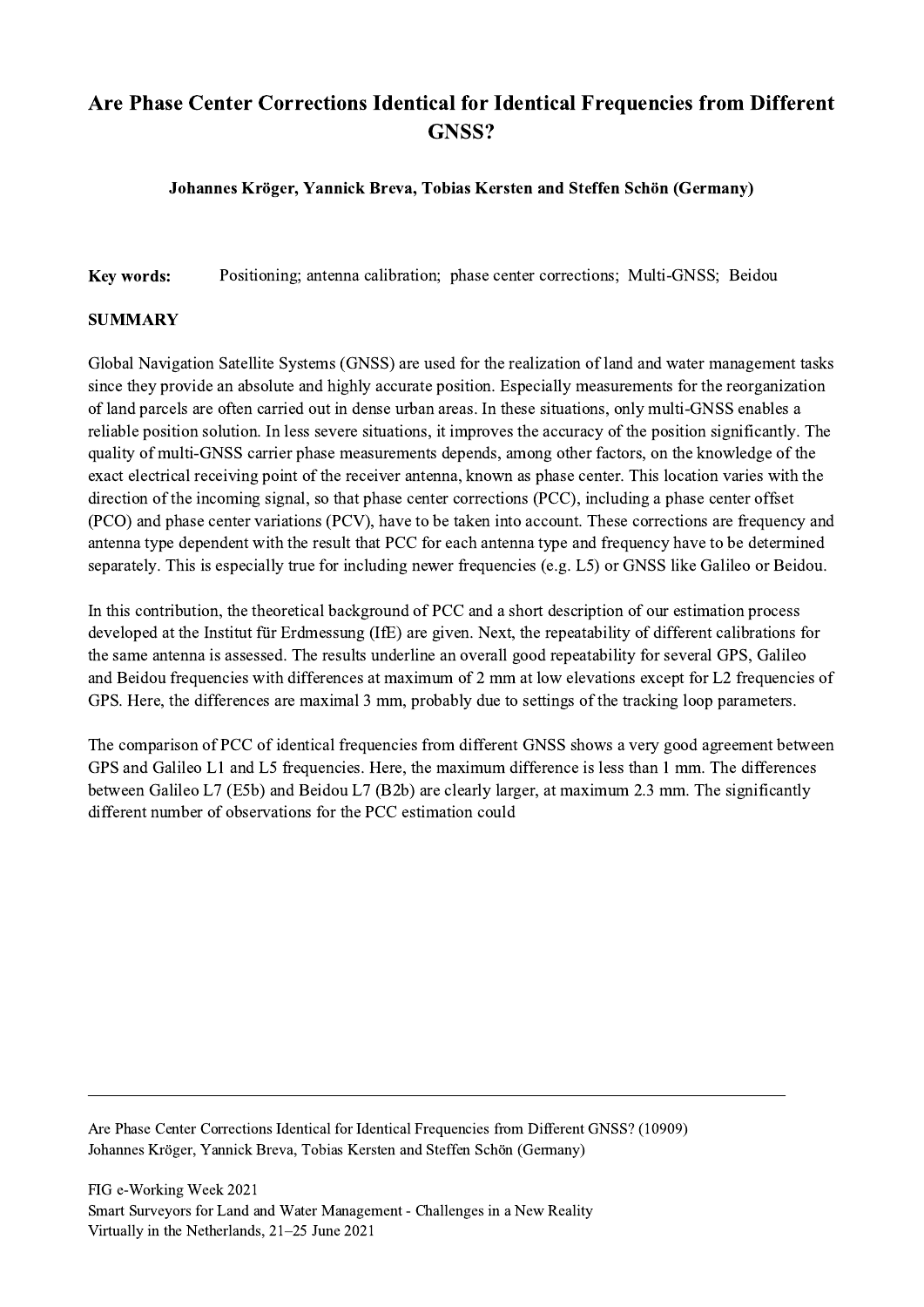# Are Phase Center Corrections Identical for Identical Frequencies from Different GNSS?

**Johannes Kröger, Yannick Breva, Tobias Kersten and Steffen Schön (Germany)**

**Key words:** Positioning; antenna calibration; phase center corrections; Multi-GNSS; Beidou

## SUMMARY

Global Navigation Satellite Systems (GNSS) are used for the realization of land and water management tasks since they provide an absolute and highly accurate position. Especially measurements for the reorganization of land parcels are often carried out in dense urban areas. In these situations, only multi-GNSS enables a reliable position solution. In less severe situations, it improves the accuracy of the position significantly. The quality of multi-GNSS carrier phase measurements depends, among other factors, on the knowledge of the exact electrical receiving point of the receiver antenna, known as phase center. This location varies with the direction of the incoming signal, so that phase center corrections (PCC), including a phase center offset (PCO) and phase center variations (PCV), have to be taken into account. These corrections are frequency and antenna type dependent with the result that PCC for each antenna type and frequency have to be determined separately. This is especially true for including newer frequencies (e.g. L5) or GNSS like Galileo or Beidou.

In this contribution, the theoretical background of PCC and a short description of our estimation process developed at the Institut für Erdmessung (IfE) are given. Next, the repeatability of different calibrations for the same antenna is assessed. The results underline an overall good repeatability for several GPS, Galileo and Beidou frequencies with differences at maximum of 2 mm at low elevations except for L2 frequencies of GPS. Here, the differences are maximal 3 mm, probably due to settings of the tracking loop parameters.

The comparison of PCC of identical frequencies from different GNSS shows a very good agreement between GPS and Galileo L1 and L5 frequencies. Here, the maximum difference is less than 1 mm. The differences between Galileo L7 (E5b) and Beidou L7 (B2b) are clearly larger, at maximum 2.3 mm. The significantly different number of observations for the PCC estimation could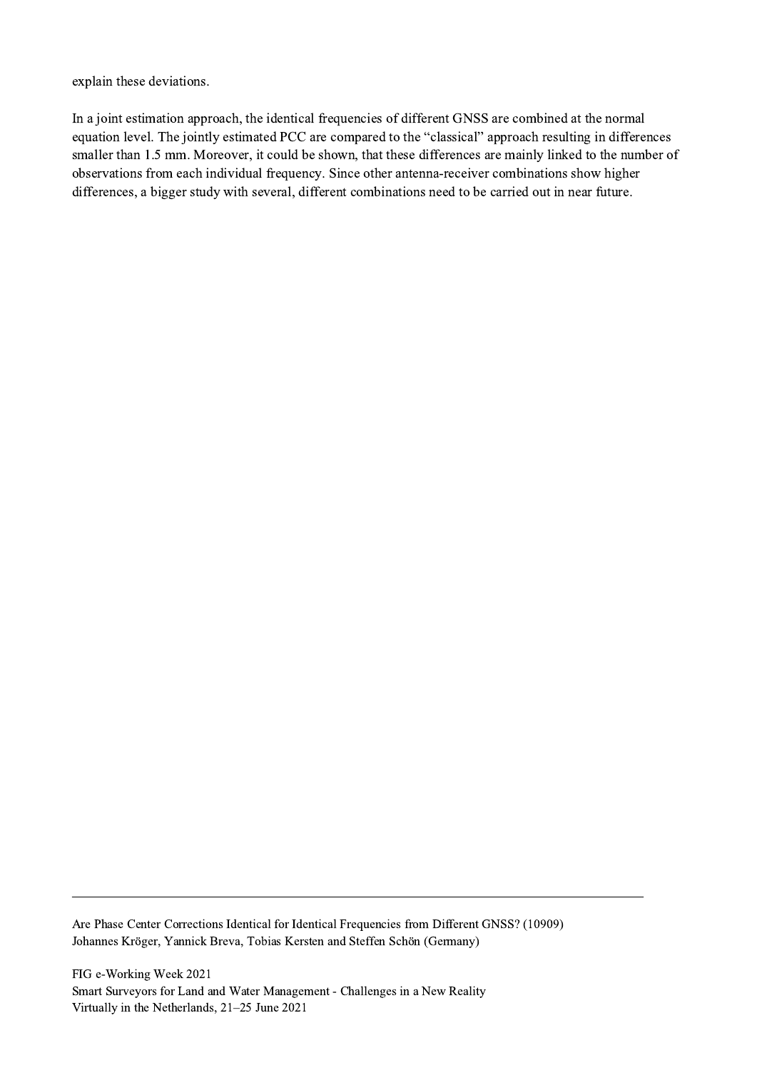explain these deviations.

In a joint estimation approach, the identical frequencies of different GNSS are combined at the normal equation level. The jointly estimated PCC are compared to the "classical" approach resulting in differences smaller than 1.5 mm. Moreover, it could be shown, that these differences are mainly linked to the number of observations from each individual frequency. Since other antenna-receiver combinations show higher differences, a bigger study with several, different combinations need to be carried out in near future.